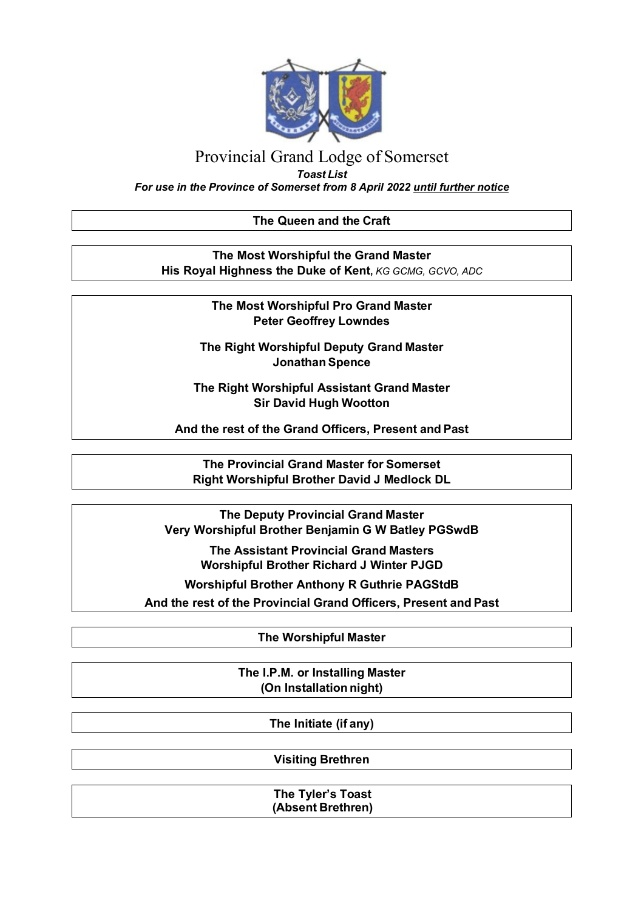# Provincial Grand Lodge of Somerset

***Toast List***

***For use in the Province of Somerset from 8 April 2022 until further notice***

**The Queen and the Craft**

**The Most Worshipful the Grand Master**
**His Royal Highness the Duke of Kent**, *KG GCMG, GCVO, ADC*

**The Most Worshipful Pro Grand Master**
**Peter Geoffrey Lowndes**

**The Right Worshipful Deputy Grand Master**
**Jonathan Spence**

**The Right Worshipful Assistant Grand Master**
**Sir David Hugh Wootton**

**And the rest of the Grand Officers, Present and Past**

**The Provincial Grand Master for Somerset**
**Right Worshipful Brother David J Medlock DL**

**The Deputy Provincial Grand Master**
**Very Worshipful Brother Benjamin G W Batley PGSwdB**

**The Assistant Provincial Grand Masters**
**Worshipful Brother Richard J Winter PJGD**

**Worshipful Brother Anthony R Guthrie PAGStdB**

**And the rest of the Provincial Grand Officers, Present and Past**

**The Worshipful Master**

**The I.P.M. or Installing Master**
**(On Installation night)**

**The Initiate (if any)**

**Visiting Brethren**

**The Tyler's Toast**
**(Absent Brethren)**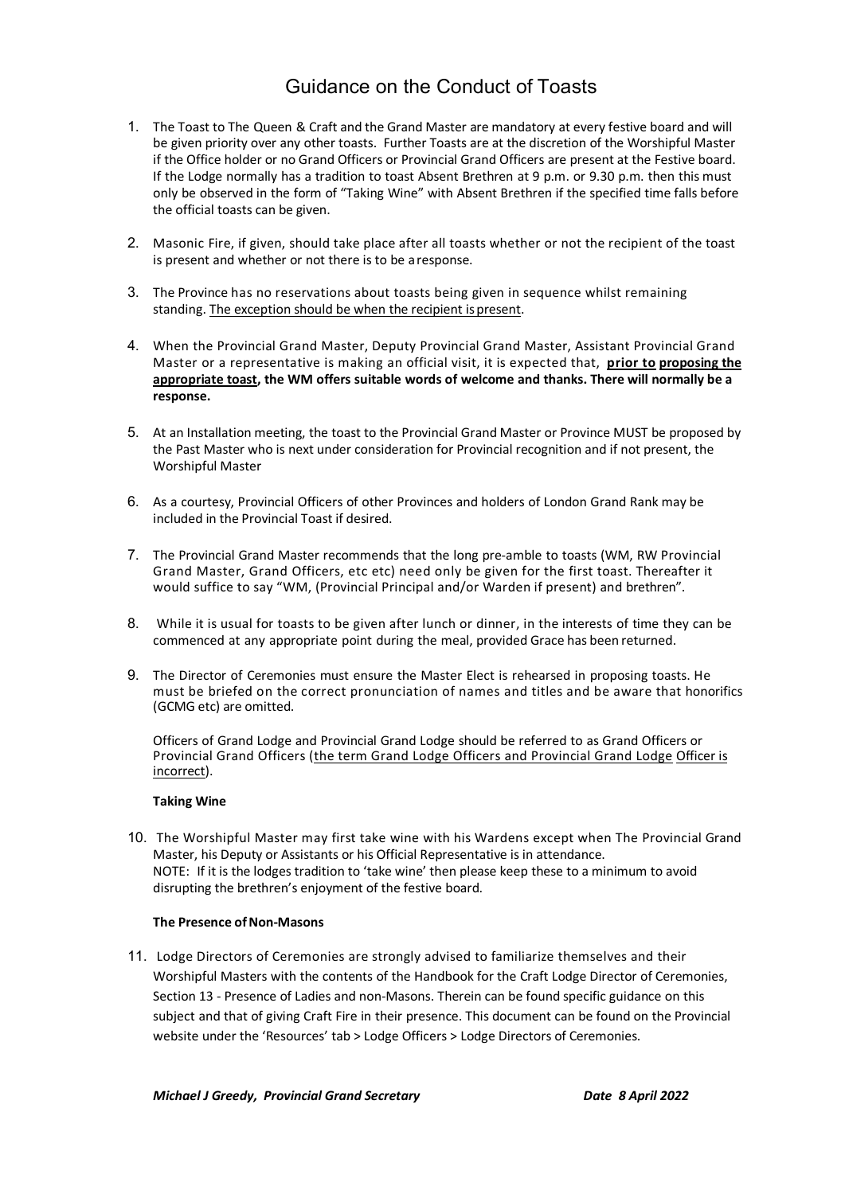# Guidance on the Conduct of Toasts

1. The Toast to The Queen & Craft and the Grand Master are mandatory at every festive board and will be given priority over any other toasts. Further Toasts are at the discretion of the Worshipful Master if the Office holder or no Grand Officers or Provincial Grand Officers are present at the Festive board. If the Lodge normally has a tradition to toast Absent Brethren at 9 p.m. or 9.30 p.m. then this must only be observed in the form of "Taking Wine" with Absent Brethren if the specified time falls before the official toasts can be given.

2. Masonic Fire, if given, should take place after all toasts whether or not the recipient of the toast is present and whether or not there is to be a response.

3. The Province has no reservations about toasts being given in sequence whilst remaining standing. <u>The exception should be when the recipient is present</u>.

4. When the Provincial Grand Master, Deputy Provincial Grand Master, Assistant Provincial Grand Master or a representative is making an official visit, it is expected that, **<u>prior to</u> <u>proposing the appropriate toast</u>, the WM offers suitable words of welcome and thanks. There will normally be a response.**

5. At an Installation meeting, the toast to the Provincial Grand Master or Province MUST be proposed by the Past Master who is next under consideration for Provincial recognition and if not present, the Worshipful Master

6. As a courtesy, Provincial Officers of other Provinces and holders of London Grand Rank may be included in the Provincial Toast if desired.

7. The Provincial Grand Master recommends that the long pre-amble to toasts (WM, RW Provincial Grand Master, Grand Officers, etc etc) need only be given for the first toast. Thereafter it would suffice to say "WM, (Provincial Principal and/or Warden if present) and brethren".

8. While it is usual for toasts to be given after lunch or dinner, in the interests of time they can be commenced at any appropriate point during the meal, provided Grace has been returned.

9. The Director of Ceremonies must ensure the Master Elect is rehearsed in proposing toasts. He must be briefed on the correct pronunciation of names and titles and be aware that honorifics (GCMG etc) are omitted.

   Officers of Grand Lodge and Provincial Grand Lodge should be referred to as Grand Officers or Provincial Grand Officers (<u>the term Grand Lodge Officers and Provincial Grand Lodge Officer is incorrect</u>).

**Taking Wine**

10. The Worshipful Master may first take wine with his Wardens except when The Provincial Grand Master, his Deputy or Assistants or his Official Representative is in attendance.
    NOTE: If it is the lodges tradition to 'take wine' then please keep these to a minimum to avoid disrupting the brethren's enjoyment of the festive board.

**The Presence of Non-Masons**

11. Lodge Directors of Ceremonies are strongly advised to familiarize themselves and their Worshipful Masters with the contents of the Handbook for the Craft Lodge Director of Ceremonies, Section 13 - Presence of Ladies and non-Masons. Therein can be found specific guidance on this subject and that of giving Craft Fire in their presence. This document can be found on the Provincial website under the 'Resources' tab > Lodge Officers > Lodge Directors of Ceremonies.

***Michael J Greedy, Provincial Grand Secretary*** ***Date 8 April 2022***